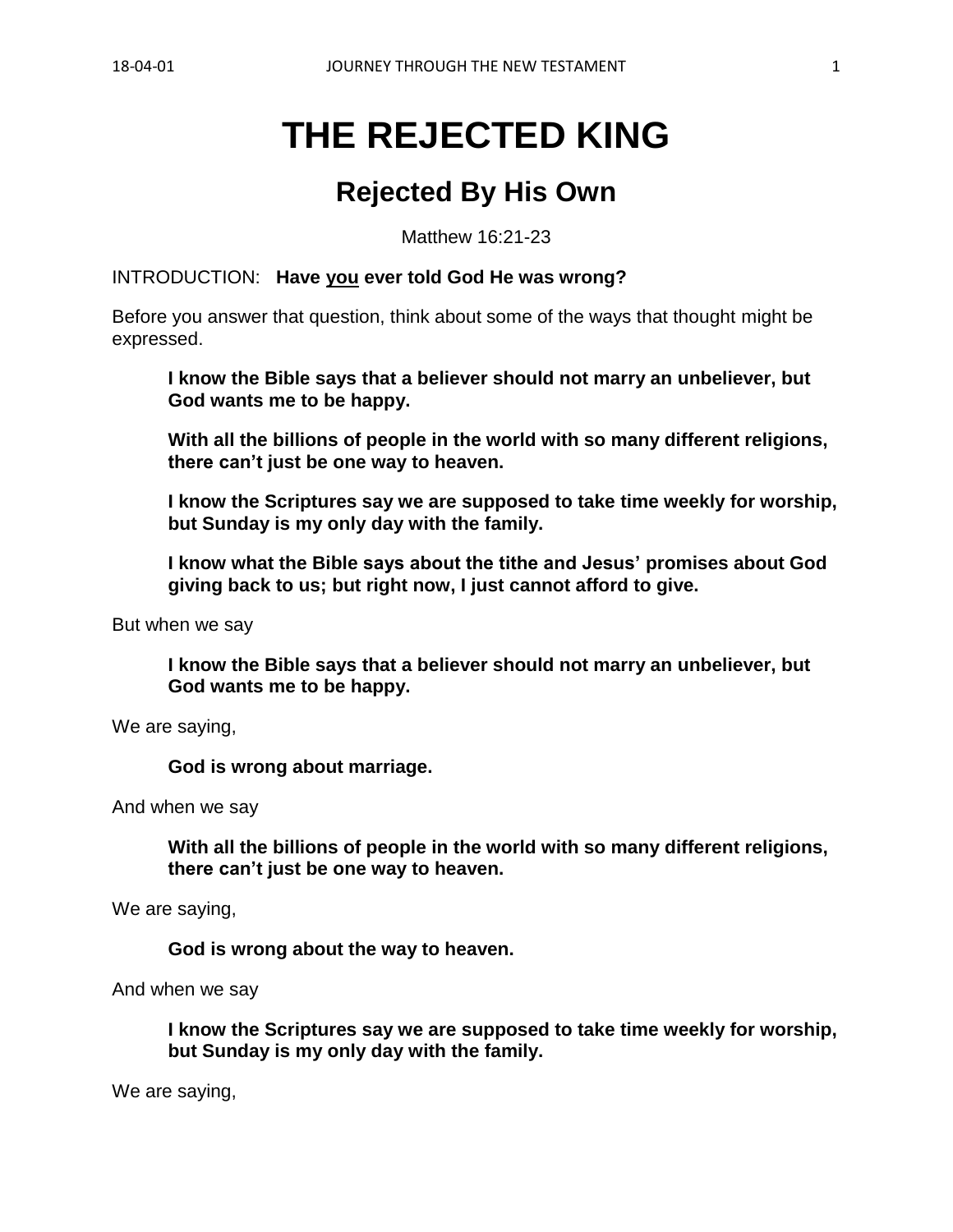# THE REJECTED KING

## Rejected By His Own

Matthew 16:21-23

INTRODUCTION: **Have <u>you</u> ever told God He was wrong?**

Before you answer that question, think about some of the ways that thought might be expressed.

> **I know the Bible says that a believer should not marry an unbeliever, but God wants me to be happy.**
>
> **With all the billions of people in the world with so many different religions, there can't just be one way to heaven.**
>
> **I know the Scriptures say we are supposed to take time weekly for worship, but Sunday is my only day with the family.**
>
> **I know what the Bible says about the tithe and Jesus' promises about God giving back to us; but right now, I just cannot afford to give.**

But when we say

> **I know the Bible says that a believer should not marry an unbeliever, but God wants me to be happy.**

We are saying,

> **God is wrong about marriage.**

And when we say

> **With all the billions of people in the world with so many different religions, there can't just be one way to heaven.**

We are saying,

> **God is wrong about the way to heaven.**

And when we say

> **I know the Scriptures say we are supposed to take time weekly for worship, but Sunday is my only day with the family.**

We are saying,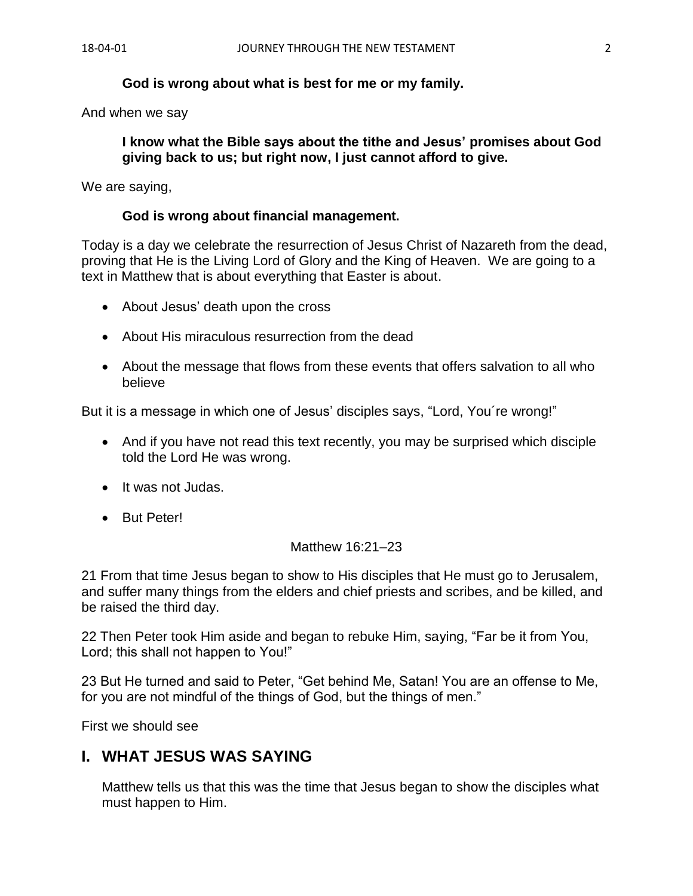**God is wrong about what is best for me or my family.**

And when we say

**I know what the Bible says about the tithe and Jesus' promises about God giving back to us; but right now, I just cannot afford to give.**

We are saying,

**God is wrong about financial management.**

Today is a day we celebrate the resurrection of Jesus Christ of Nazareth from the dead, proving that He is the Living Lord of Glory and the King of Heaven. We are going to a text in Matthew that is about everything that Easter is about.

- About Jesus' death upon the cross
- About His miraculous resurrection from the dead
- About the message that flows from these events that offers salvation to all who believe

But it is a message in which one of Jesus' disciples says, "Lord, You´re wrong!"

- And if you have not read this text recently, you may be surprised which disciple told the Lord He was wrong.
- It was not Judas.
- But Peter!

Matthew 16:21–23

21 From that time Jesus began to show to His disciples that He must go to Jerusalem, and suffer many things from the elders and chief priests and scribes, and be killed, and be raised the third day.

22 Then Peter took Him aside and began to rebuke Him, saying, "Far be it from You, Lord; this shall not happen to You!"

23 But He turned and said to Peter, "Get behind Me, Satan! You are an offense to Me, for you are not mindful of the things of God, but the things of men."

First we should see

## I. WHAT JESUS WAS SAYING

Matthew tells us that this was the time that Jesus began to show the disciples what must happen to Him.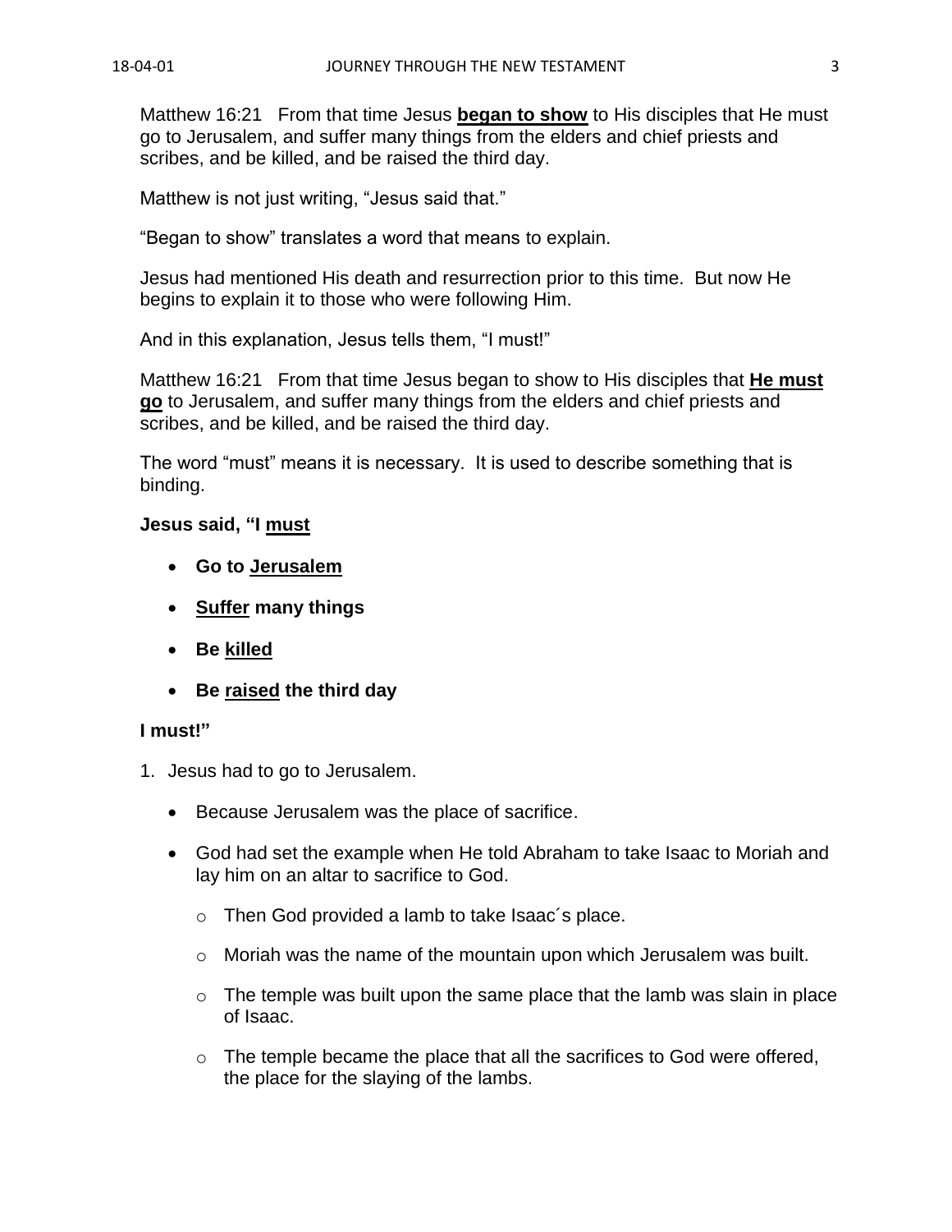Matthew 16:21   From that time Jesus **began to show** to His disciples that He must go to Jerusalem, and suffer many things from the elders and chief priests and scribes, and be killed, and be raised the third day.

Matthew is not just writing, "Jesus said that."

"Began to show" translates a word that means to explain.

Jesus had mentioned His death and resurrection prior to this time. But now He begins to explain it to those who were following Him.

And in this explanation, Jesus tells them, "I must!"

Matthew 16:21   From that time Jesus began to show to His disciples that **He must go** to Jerusalem, and suffer many things from the elders and chief priests and scribes, and be killed, and be raised the third day.

The word "must" means it is necessary. It is used to describe something that is binding.

**Jesus said, "I must**

- **Go to Jerusalem**
- **Suffer many things**
- **Be killed**
- **Be raised the third day**

**I must!"**

1. Jesus had to go to Jerusalem.
   - Because Jerusalem was the place of sacrifice.
   - God had set the example when He told Abraham to take Isaac to Moriah and lay him on an altar to sacrifice to God.
     - Then God provided a lamb to take Isaac´s place.
     - Moriah was the name of the mountain upon which Jerusalem was built.
     - The temple was built upon the same place that the lamb was slain in place of Isaac.
     - The temple became the place that all the sacrifices to God were offered, the place for the slaying of the lambs.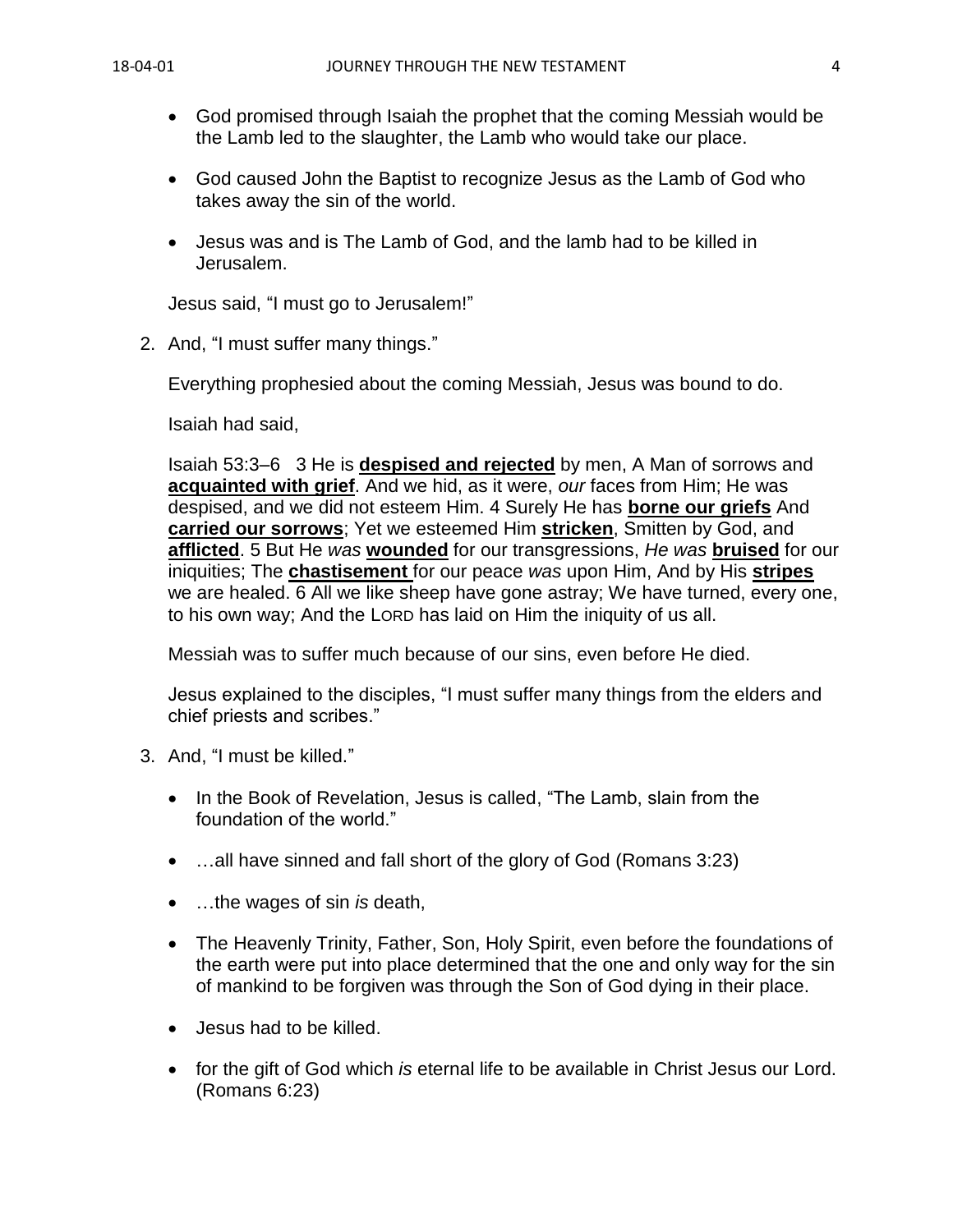- God promised through Isaiah the prophet that the coming Messiah would be the Lamb led to the slaughter, the Lamb who would take our place.

- God caused John the Baptist to recognize Jesus as the Lamb of God who takes away the sin of the world.

- Jesus was and is The Lamb of God, and the lamb had to be killed in Jerusalem.

Jesus said, "I must go to Jerusalem!"

2. And, "I must suffer many things."

   Everything prophesied about the coming Messiah, Jesus was bound to do.

   Isaiah had said,

   Isaiah 53:3–6 3 He is **despised and rejected** by men, A Man of sorrows and **acquainted with grief**. And we hid, as it were, *our* faces from Him; He was despised, and we did not esteem Him. 4 Surely He has **borne our griefs** And **carried our sorrows**; Yet we esteemed Him **stricken**, Smitten by God, and **afflicted**. 5 But He *was* **wounded** for our transgressions, *He was* **bruised** for our iniquities; The **chastisement** for our peace *was* upon Him, And by His **stripes** we are healed. 6 All we like sheep have gone astray; We have turned, every one, to his own way; And the LORD has laid on Him the iniquity of us all.

   Messiah was to suffer much because of our sins, even before He died.

   Jesus explained to the disciples, "I must suffer many things from the elders and chief priests and scribes."

3. And, "I must be killed."

   - In the Book of Revelation, Jesus is called, "The Lamb, slain from the foundation of the world."

   - …all have sinned and fall short of the glory of God (Romans 3:23)

   - …the wages of sin *is* death,

   - The Heavenly Trinity, Father, Son, Holy Spirit, even before the foundations of the earth were put into place determined that the one and only way for the sin of mankind to be forgiven was through the Son of God dying in their place.

   - Jesus had to be killed.

   - for the gift of God which *is* eternal life to be available in Christ Jesus our Lord. (Romans 6:23)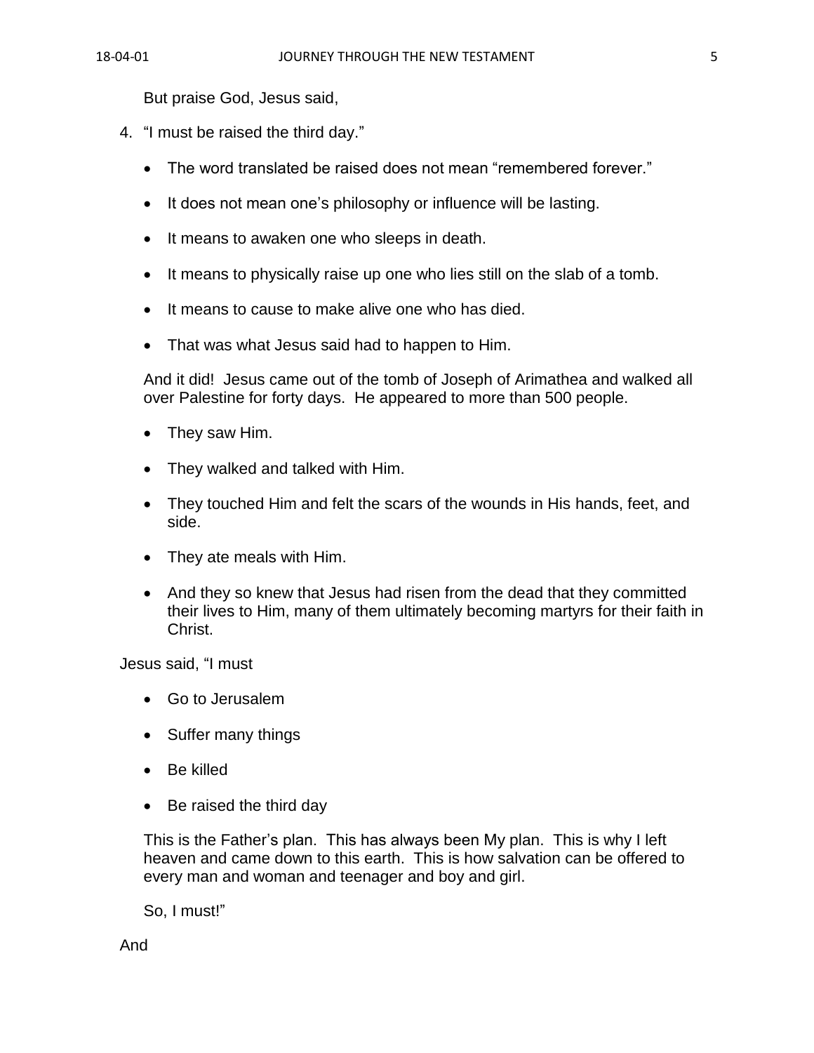But praise God, Jesus said,

4. "I must be raised the third day."

   - The word translated be raised does not mean "remembered forever."
   - It does not mean one's philosophy or influence will be lasting.
   - It means to awaken one who sleeps in death.
   - It means to physically raise up one who lies still on the slab of a tomb.
   - It means to cause to make alive one who has died.
   - That was what Jesus said had to happen to Him.

   And it did! Jesus came out of the tomb of Joseph of Arimathea and walked all over Palestine for forty days. He appeared to more than 500 people.

   - They saw Him.
   - They walked and talked with Him.
   - They touched Him and felt the scars of the wounds in His hands, feet, and side.
   - They ate meals with Him.
   - And they so knew that Jesus had risen from the dead that they committed their lives to Him, many of them ultimately becoming martyrs for their faith in Christ.

Jesus said, "I must

- Go to Jerusalem
- Suffer many things
- Be killed
- Be raised the third day

This is the Father's plan. This has always been My plan. This is why I left heaven and came down to this earth. This is how salvation can be offered to every man and woman and teenager and boy and girl.

So, I must!"

And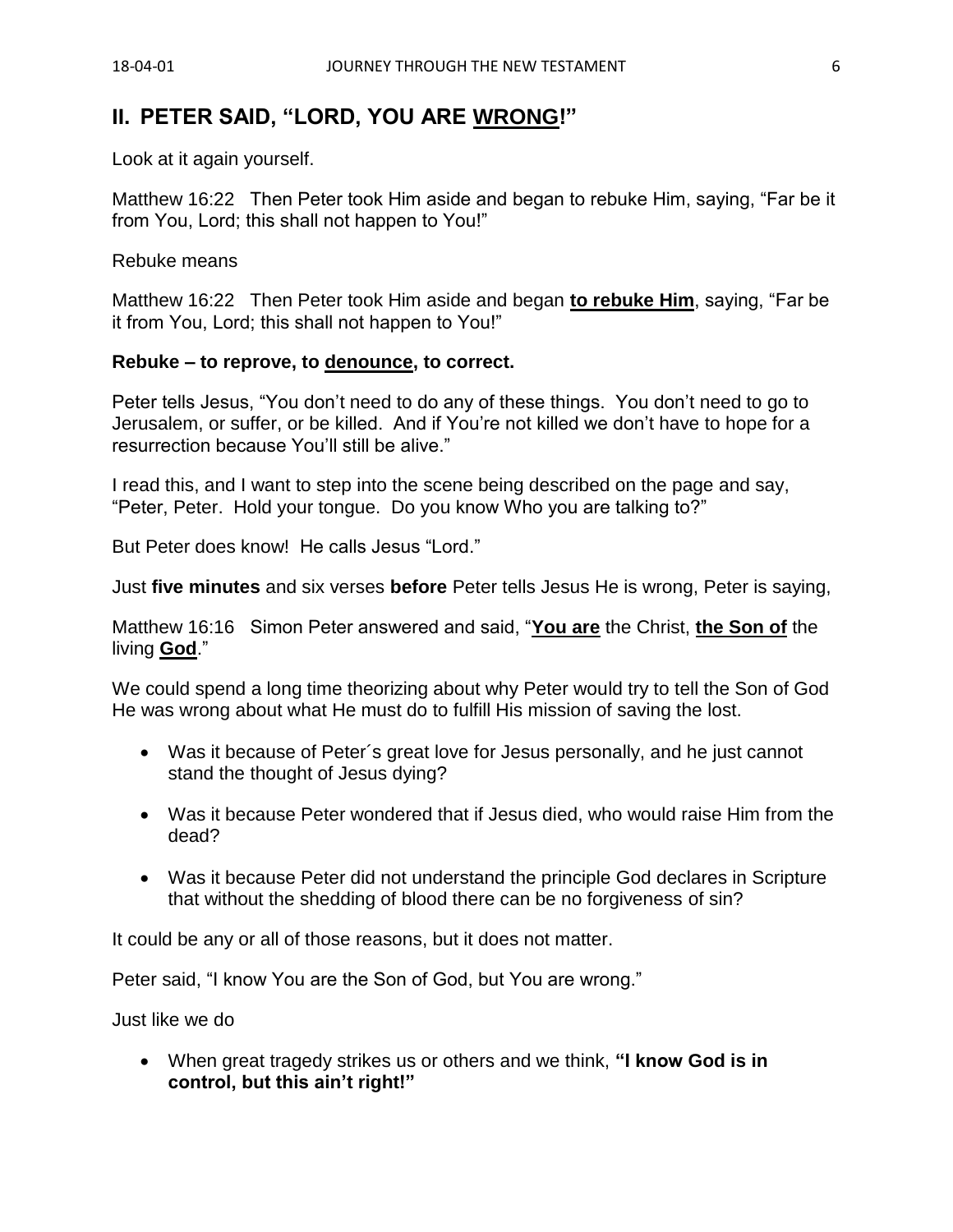## II. PETER SAID, "LORD, YOU ARE <u>WRONG</u>!"

Look at it again yourself.

Matthew 16:22 Then Peter took Him aside and began to rebuke Him, saying, "Far be it from You, Lord; this shall not happen to You!"

Rebuke means

Matthew 16:22 Then Peter took Him aside and began **<u>to rebuke Him</u>**, saying, "Far be it from You, Lord; this shall not happen to You!"

**Rebuke – to reprove, to <u>denounce</u>, to correct.**

Peter tells Jesus, "You don't need to do any of these things. You don't need to go to Jerusalem, or suffer, or be killed. And if You're not killed we don't have to hope for a resurrection because You'll still be alive."

I read this, and I want to step into the scene being described on the page and say, "Peter, Peter. Hold your tongue. Do you know Who you are talking to?"

But Peter does know! He calls Jesus "Lord."

Just **five minutes** and six verses **before** Peter tells Jesus He is wrong, Peter is saying,

Matthew 16:16 Simon Peter answered and said, "**<u>You are</u>** the Christ, **<u>the Son of</u>** the living **<u>God</u>**."

We could spend a long time theorizing about why Peter would try to tell the Son of God He was wrong about what He must do to fulfill His mission of saving the lost.

- Was it because of Peter´s great love for Jesus personally, and he just cannot stand the thought of Jesus dying?
- Was it because Peter wondered that if Jesus died, who would raise Him from the dead?
- Was it because Peter did not understand the principle God declares in Scripture that without the shedding of blood there can be no forgiveness of sin?

It could be any or all of those reasons, but it does not matter.

Peter said, "I know You are the Son of God, but You are wrong."

Just like we do

- When great tragedy strikes us or others and we think, **"I know God is in control, but this ain't right!"**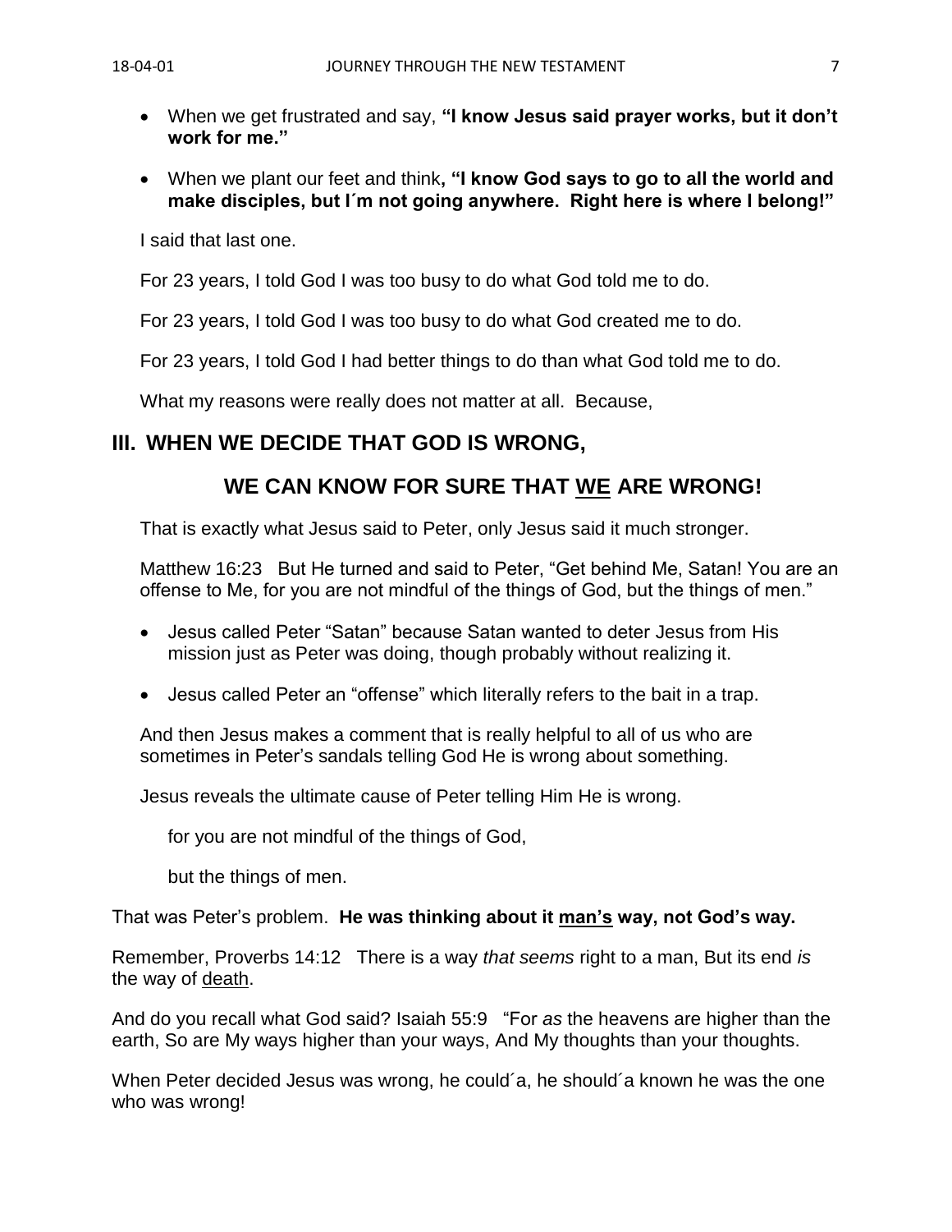- When we get frustrated and say, **"I know Jesus said prayer works, but it don't work for me."**

- When we plant our feet and think**, "I know God says to go to all the world and make disciples, but I´m not going anywhere. Right here is where I belong!"**

I said that last one.

For 23 years, I told God I was too busy to do what God told me to do.

For 23 years, I told God I was too busy to do what God created me to do.

For 23 years, I told God I had better things to do than what God told me to do.

What my reasons were really does not matter at all. Because,

## III. WHEN WE DECIDE THAT GOD IS WRONG,

## WE CAN KNOW FOR SURE THAT <u>WE</u> ARE WRONG!

That is exactly what Jesus said to Peter, only Jesus said it much stronger.

Matthew 16:23 But He turned and said to Peter, "Get behind Me, Satan! You are an offense to Me, for you are not mindful of the things of God, but the things of men."

- Jesus called Peter "Satan" because Satan wanted to deter Jesus from His mission just as Peter was doing, though probably without realizing it.

- Jesus called Peter an "offense" which literally refers to the bait in a trap.

And then Jesus makes a comment that is really helpful to all of us who are sometimes in Peter's sandals telling God He is wrong about something.

Jesus reveals the ultimate cause of Peter telling Him He is wrong.

for you are not mindful of the things of God,

but the things of men.

That was Peter's problem. **He was thinking about it <u>man's</u> way, not God's way.**

Remember, Proverbs 14:12 There is a way *that seems* right to a man, But its end *is* the way of <u>death</u>.

And do you recall what God said? Isaiah 55:9 "For *as* the heavens are higher than the earth, So are My ways higher than your ways, And My thoughts than your thoughts.

When Peter decided Jesus was wrong, he could´a, he should´a known he was the one who was wrong!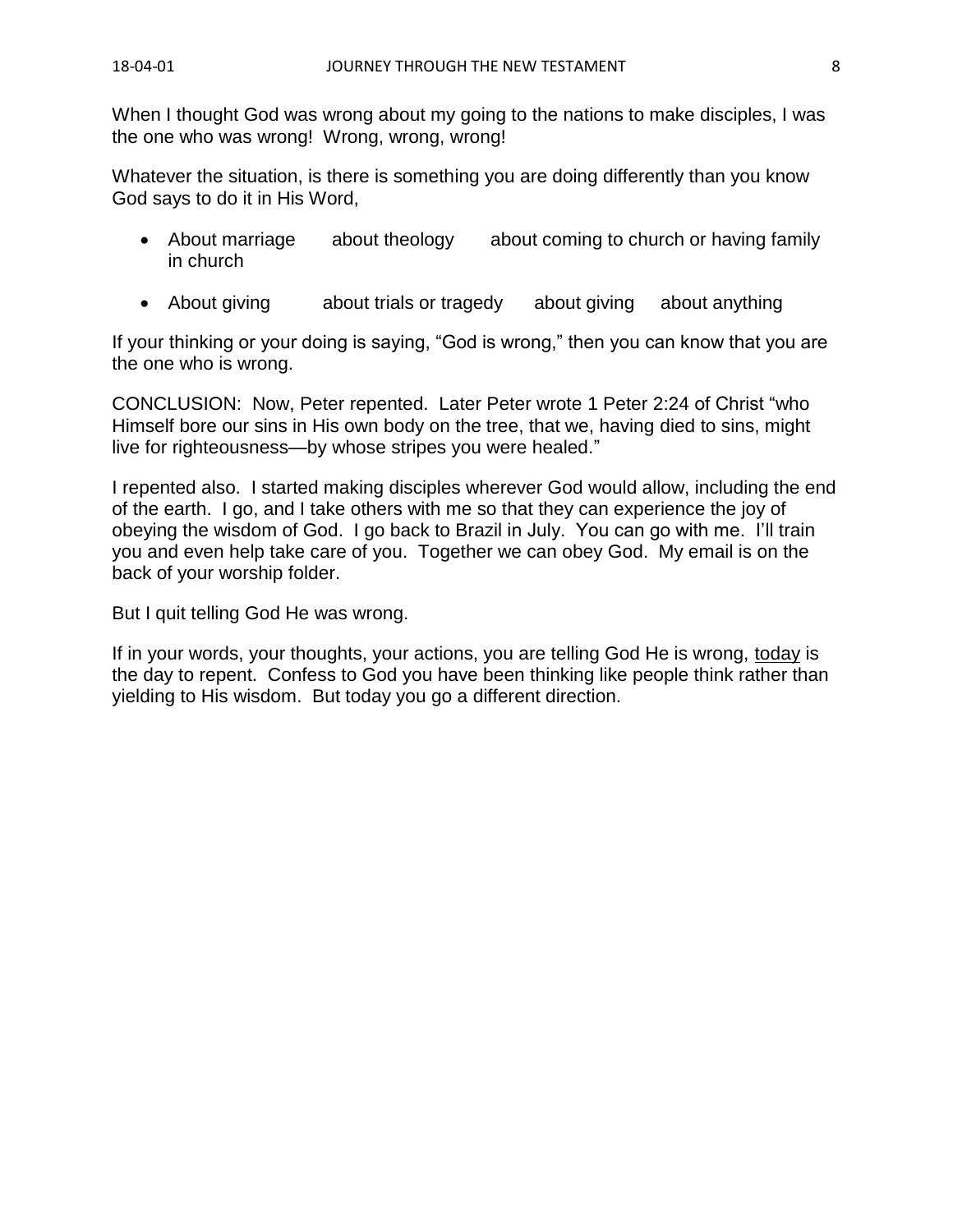When I thought God was wrong about my going to the nations to make disciples, I was the one who was wrong! Wrong, wrong, wrong!

Whatever the situation, is there is something you are doing differently than you know God says to do it in His Word,

- About marriage about theology about coming to church or having family in church
- About giving about trials or tragedy about giving about anything

If your thinking or your doing is saying, "God is wrong," then you can know that you are the one who is wrong.

CONCLUSION: Now, Peter repented. Later Peter wrote 1 Peter 2:24 of Christ "who Himself bore our sins in His own body on the tree, that we, having died to sins, might live for righteousness—by whose stripes you were healed."

I repented also. I started making disciples wherever God would allow, including the end of the earth. I go, and I take others with me so that they can experience the joy of obeying the wisdom of God. I go back to Brazil in July. You can go with me. I'll train you and even help take care of you. Together we can obey God. My email is on the back of your worship folder.

But I quit telling God He was wrong.

If in your words, your thoughts, your actions, you are telling God He is wrong, <u>today</u> is the day to repent. Confess to God you have been thinking like people think rather than yielding to His wisdom. But today you go a different direction.